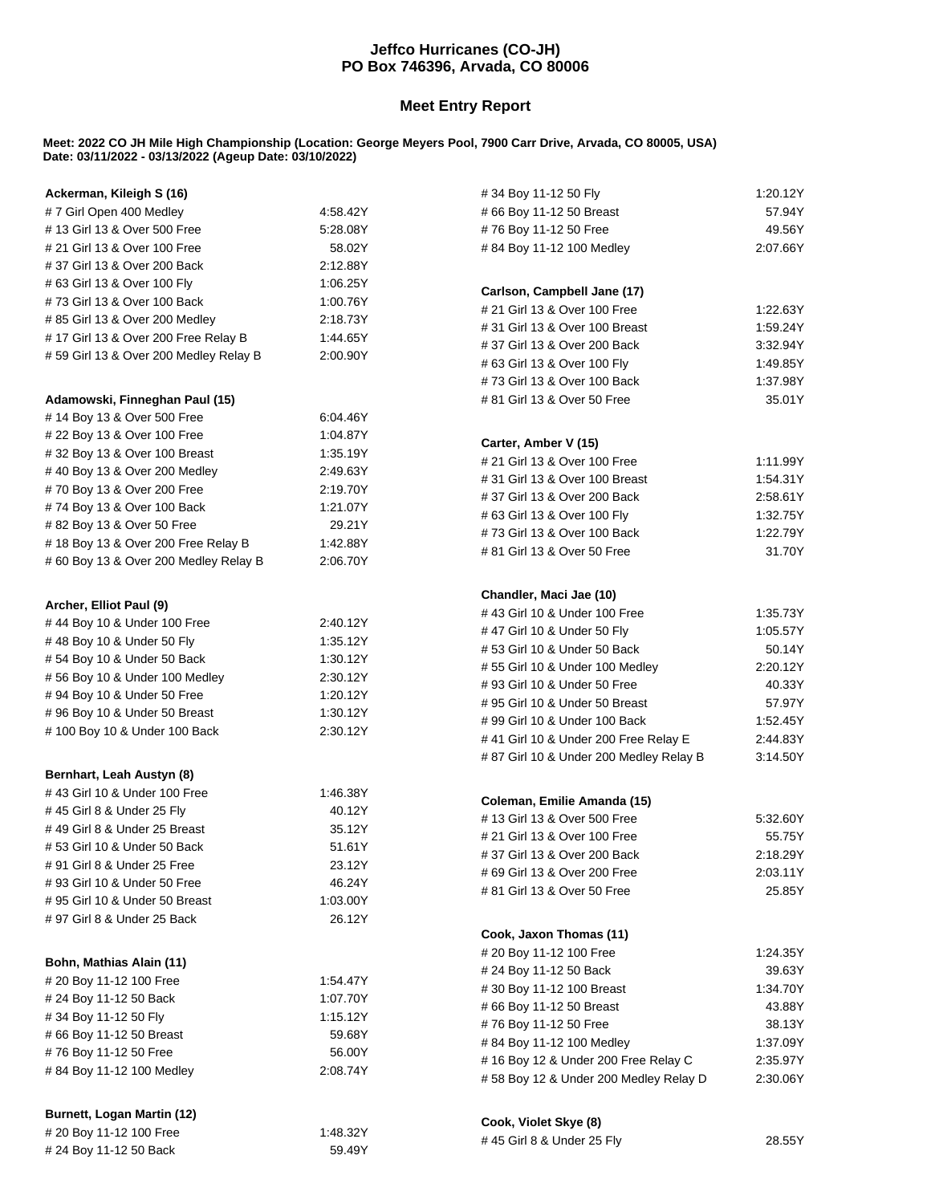# Jeffco Hurricanes (CO-JH)
# PO Box 746396, Arvada, CO 80006

## Meet Entry Report

**Meet: 2022 CO JH Mile High Championship (Location: George Meyers Pool, 7900 Carr Drive, Arvada, CO 80005, USA)**
**Date: 03/11/2022 - 03/13/2022 (Ageup Date: 03/10/2022)**

**Ackerman, Kileigh S (16)**

| | |
|---|---|
| # 7 Girl Open 400 Medley | 4:58.42Y |
| # 13 Girl 13 & Over 500 Free | 5:28.08Y |
| # 21 Girl 13 & Over 100 Free | 58.02Y |
| # 37 Girl 13 & Over 200 Back | 2:12.88Y |
| # 63 Girl 13 & Over 100 Fly | 1:06.25Y |
| # 73 Girl 13 & Over 100 Back | 1:00.76Y |
| # 85 Girl 13 & Over 200 Medley | 2:18.73Y |
| # 17 Girl 13 & Over 200 Free Relay B | 1:44.65Y |
| # 59 Girl 13 & Over 200 Medley Relay B | 2:00.90Y |

**Adamowski, Finneghan Paul (15)**

| | |
|---|---|
| # 14 Boy 13 & Over 500 Free | 6:04.46Y |
| # 22 Boy 13 & Over 100 Free | 1:04.87Y |
| # 32 Boy 13 & Over 100 Breast | 1:35.19Y |
| # 40 Boy 13 & Over 200 Medley | 2:49.63Y |
| # 70 Boy 13 & Over 200 Free | 2:19.70Y |
| # 74 Boy 13 & Over 100 Back | 1:21.07Y |
| # 82 Boy 13 & Over 50 Free | 29.21Y |
| # 18 Boy 13 & Over 200 Free Relay B | 1:42.88Y |
| # 60 Boy 13 & Over 200 Medley Relay B | 2:06.70Y |

**Archer, Elliot Paul (9)**

| | |
|---|---|
| # 44 Boy 10 & Under 100 Free | 2:40.12Y |
| # 48 Boy 10 & Under 50 Fly | 1:35.12Y |
| # 54 Boy 10 & Under 50 Back | 1:30.12Y |
| # 56 Boy 10 & Under 100 Medley | 2:30.12Y |
| # 94 Boy 10 & Under 50 Free | 1:20.12Y |
| # 96 Boy 10 & Under 50 Breast | 1:30.12Y |
| # 100 Boy 10 & Under 100 Back | 2:30.12Y |

**Bernhart, Leah Austyn (8)**

| | |
|---|---|
| # 43 Girl 10 & Under 100 Free | 1:46.38Y |
| # 45 Girl 8 & Under 25 Fly | 40.12Y |
| # 49 Girl 8 & Under 25 Breast | 35.12Y |
| # 53 Girl 10 & Under 50 Back | 51.61Y |
| # 91 Girl 8 & Under 25 Free | 23.12Y |
| # 93 Girl 10 & Under 50 Free | 46.24Y |
| # 95 Girl 10 & Under 50 Breast | 1:03.00Y |
| # 97 Girl 8 & Under 25 Back | 26.12Y |

**Bohn, Mathias Alain (11)**

| | |
|---|---|
| # 20 Boy 11-12 100 Free | 1:54.47Y |
| # 24 Boy 11-12 50 Back | 1:07.70Y |
| # 34 Boy 11-12 50 Fly | 1:15.12Y |
| # 66 Boy 11-12 50 Breast | 59.68Y |
| # 76 Boy 11-12 50 Free | 56.00Y |
| # 84 Boy 11-12 100 Medley | 2:08.74Y |

**Burnett, Logan Martin (12)**

| | |
|---|---|
| # 20 Boy 11-12 100 Free | 1:48.32Y |
| # 24 Boy 11-12 50 Back | 59.49Y |
| # 34 Boy 11-12 50 Fly | 1:20.12Y |
| # 66 Boy 11-12 50 Breast | 57.94Y |
| # 76 Boy 11-12 50 Free | 49.56Y |
| # 84 Boy 11-12 100 Medley | 2:07.66Y |

**Carlson, Campbell Jane (17)**

| | |
|---|---|
| # 21 Girl 13 & Over 100 Free | 1:22.63Y |
| # 31 Girl 13 & Over 100 Breast | 1:59.24Y |
| # 37 Girl 13 & Over 200 Back | 3:32.94Y |
| # 63 Girl 13 & Over 100 Fly | 1:49.85Y |
| # 73 Girl 13 & Over 100 Back | 1:37.98Y |
| # 81 Girl 13 & Over 50 Free | 35.01Y |

**Carter, Amber V (15)**

| | |
|---|---|
| # 21 Girl 13 & Over 100 Free | 1:11.99Y |
| # 31 Girl 13 & Over 100 Breast | 1:54.31Y |
| # 37 Girl 13 & Over 200 Back | 2:58.61Y |
| # 63 Girl 13 & Over 100 Fly | 1:32.75Y |
| # 73 Girl 13 & Over 100 Back | 1:22.79Y |
| # 81 Girl 13 & Over 50 Free | 31.70Y |

**Chandler, Maci Jae (10)**

| | |
|---|---|
| # 43 Girl 10 & Under 100 Free | 1:35.73Y |
| # 47 Girl 10 & Under 50 Fly | 1:05.57Y |
| # 53 Girl 10 & Under 50 Back | 50.14Y |
| # 55 Girl 10 & Under 100 Medley | 2:20.12Y |
| # 93 Girl 10 & Under 50 Free | 40.33Y |
| # 95 Girl 10 & Under 50 Breast | 57.97Y |
| # 99 Girl 10 & Under 100 Back | 1:52.45Y |
| # 41 Girl 10 & Under 200 Free Relay E | 2:44.83Y |
| # 87 Girl 10 & Under 200 Medley Relay B | 3:14.50Y |

**Coleman, Emilie Amanda (15)**

| | |
|---|---|
| # 13 Girl 13 & Over 500 Free | 5:32.60Y |
| # 21 Girl 13 & Over 100 Free | 55.75Y |
| # 37 Girl 13 & Over 200 Back | 2:18.29Y |
| # 69 Girl 13 & Over 200 Free | 2:03.11Y |
| # 81 Girl 13 & Over 50 Free | 25.85Y |

**Cook, Jaxon Thomas (11)**

| | |
|---|---|
| # 20 Boy 11-12 100 Free | 1:24.35Y |
| # 24 Boy 11-12 50 Back | 39.63Y |
| # 30 Boy 11-12 100 Breast | 1:34.70Y |
| # 66 Boy 11-12 50 Breast | 43.88Y |
| # 76 Boy 11-12 50 Free | 38.13Y |
| # 84 Boy 11-12 100 Medley | 1:37.09Y |
| # 16 Boy 12 & Under 200 Free Relay C | 2:35.97Y |
| # 58 Boy 12 & Under 200 Medley Relay D | 2:30.06Y |

**Cook, Violet Skye (8)**

| | |
|---|---|
| # 45 Girl 8 & Under 25 Fly | 28.55Y |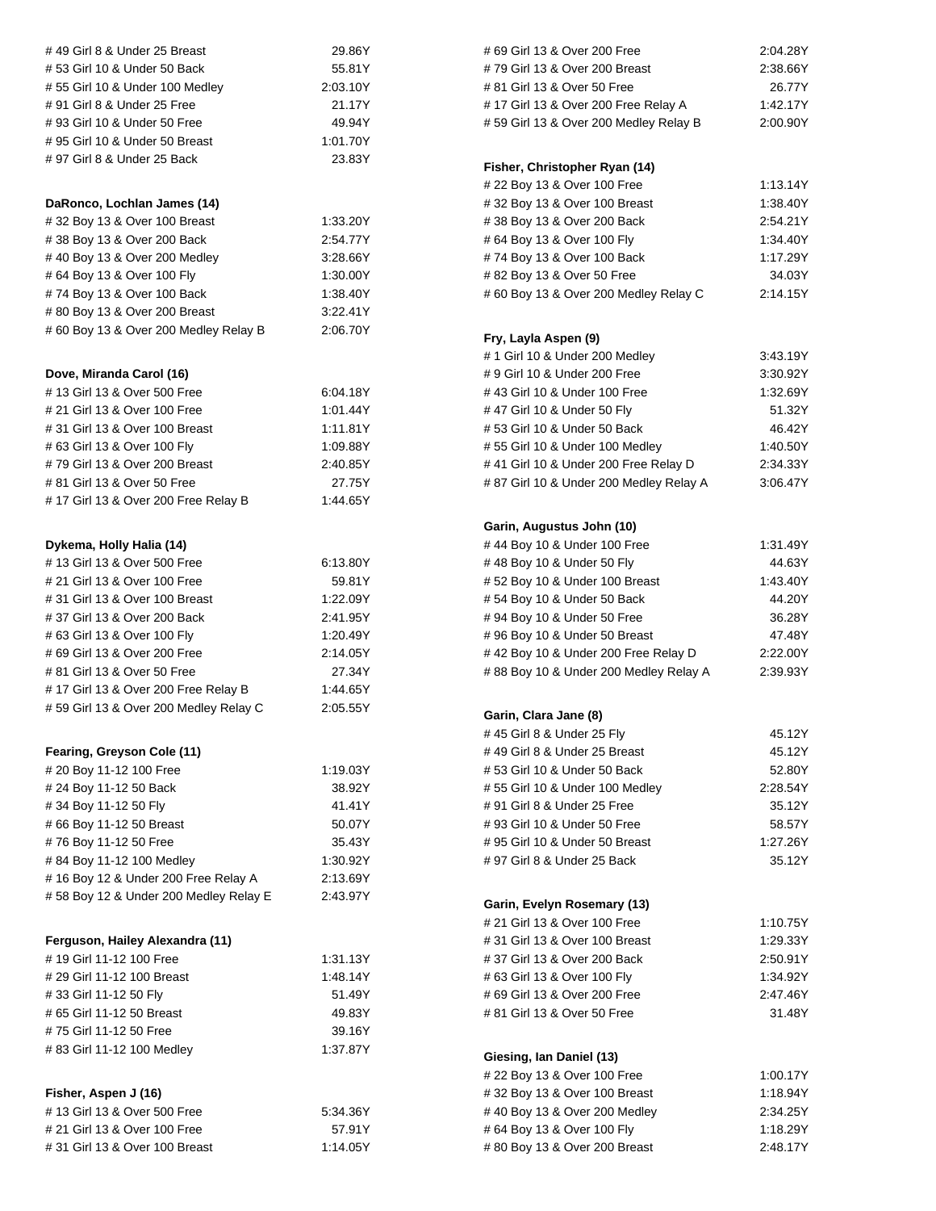| | |
|---|---|
| # 49 Girl 8 & Under 25 Breast | 29.86Y |
| # 53 Girl 10 & Under 50 Back | 55.81Y |
| # 55 Girl 10 & Under 100 Medley | 2:03.10Y |
| # 91 Girl 8 & Under 25 Free | 21.17Y |
| # 93 Girl 10 & Under 50 Free | 49.94Y |
| # 95 Girl 10 & Under 50 Breast | 1:01.70Y |
| # 97 Girl 8 & Under 25 Back | 23.83Y |

**DaRonco, Lochlan James (14)**

| | |
|---|---|
| # 32 Boy 13 & Over 100 Breast | 1:33.20Y |
| # 38 Boy 13 & Over 200 Back | 2:54.77Y |
| # 40 Boy 13 & Over 200 Medley | 3:28.66Y |
| # 64 Boy 13 & Over 100 Fly | 1:30.00Y |
| # 74 Boy 13 & Over 100 Back | 1:38.40Y |
| # 80 Boy 13 & Over 200 Breast | 3:22.41Y |
| # 60 Boy 13 & Over 200 Medley Relay B | 2:06.70Y |

**Dove, Miranda Carol (16)**

| | |
|---|---|
| # 13 Girl 13 & Over 500 Free | 6:04.18Y |
| # 21 Girl 13 & Over 100 Free | 1:01.44Y |
| # 31 Girl 13 & Over 100 Breast | 1:11.81Y |
| # 63 Girl 13 & Over 100 Fly | 1:09.88Y |
| # 79 Girl 13 & Over 200 Breast | 2:40.85Y |
| # 81 Girl 13 & Over 50 Free | 27.75Y |
| # 17 Girl 13 & Over 200 Free Relay B | 1:44.65Y |

**Dykema, Holly Halia (14)**

| | |
|---|---|
| # 13 Girl 13 & Over 500 Free | 6:13.80Y |
| # 21 Girl 13 & Over 100 Free | 59.81Y |
| # 31 Girl 13 & Over 100 Breast | 1:22.09Y |
| # 37 Girl 13 & Over 200 Back | 2:41.95Y |
| # 63 Girl 13 & Over 100 Fly | 1:20.49Y |
| # 69 Girl 13 & Over 200 Free | 2:14.05Y |
| # 81 Girl 13 & Over 50 Free | 27.34Y |
| # 17 Girl 13 & Over 200 Free Relay B | 1:44.65Y |
| # 59 Girl 13 & Over 200 Medley Relay C | 2:05.55Y |

**Fearing, Greyson Cole (11)**

| | |
|---|---|
| # 20 Boy 11-12 100 Free | 1:19.03Y |
| # 24 Boy 11-12 50 Back | 38.92Y |
| # 34 Boy 11-12 50 Fly | 41.41Y |
| # 66 Boy 11-12 50 Breast | 50.07Y |
| # 76 Boy 11-12 50 Free | 35.43Y |
| # 84 Boy 11-12 100 Medley | 1:30.92Y |
| # 16 Boy 12 & Under 200 Free Relay A | 2:13.69Y |
| # 58 Boy 12 & Under 200 Medley Relay E | 2:43.97Y |

**Ferguson, Hailey Alexandra (11)**

| | |
|---|---|
| # 19 Girl 11-12 100 Free | 1:31.13Y |
| # 29 Girl 11-12 100 Breast | 1:48.14Y |
| # 33 Girl 11-12 50 Fly | 51.49Y |
| # 65 Girl 11-12 50 Breast | 49.83Y |
| # 75 Girl 11-12 50 Free | 39.16Y |
| # 83 Girl 11-12 100 Medley | 1:37.87Y |

**Fisher, Aspen J (16)**

| | |
|---|---|
| # 13 Girl 13 & Over 500 Free | 5:34.36Y |
| # 21 Girl 13 & Over 100 Free | 57.91Y |
| # 31 Girl 13 & Over 100 Breast | 1:14.05Y |
| # 69 Girl 13 & Over 200 Free | 2:04.28Y |
| # 79 Girl 13 & Over 200 Breast | 2:38.66Y |
| # 81 Girl 13 & Over 50 Free | 26.77Y |
| # 17 Girl 13 & Over 200 Free Relay A | 1:42.17Y |
| # 59 Girl 13 & Over 200 Medley Relay B | 2:00.90Y |

**Fisher, Christopher Ryan (14)**

| | |
|---|---|
| # 22 Boy 13 & Over 100 Free | 1:13.14Y |
| # 32 Boy 13 & Over 100 Breast | 1:38.40Y |
| # 38 Boy 13 & Over 200 Back | 2:54.21Y |
| # 64 Boy 13 & Over 100 Fly | 1:34.40Y |
| # 74 Boy 13 & Over 100 Back | 1:17.29Y |
| # 82 Boy 13 & Over 50 Free | 34.03Y |
| # 60 Boy 13 & Over 200 Medley Relay C | 2:14.15Y |

**Fry, Layla Aspen (9)**

| | |
|---|---|
| # 1 Girl 10 & Under 200 Medley | 3:43.19Y |
| # 9 Girl 10 & Under 200 Free | 3:30.92Y |
| # 43 Girl 10 & Under 100 Free | 1:32.69Y |
| # 47 Girl 10 & Under 50 Fly | 51.32Y |
| # 53 Girl 10 & Under 50 Back | 46.42Y |
| # 55 Girl 10 & Under 100 Medley | 1:40.50Y |
| # 41 Girl 10 & Under 200 Free Relay D | 2:34.33Y |
| # 87 Girl 10 & Under 200 Medley Relay A | 3:06.47Y |

**Garin, Augustus John (10)**

| | |
|---|---|
| # 44 Boy 10 & Under 100 Free | 1:31.49Y |
| # 48 Boy 10 & Under 50 Fly | 44.63Y |
| # 52 Boy 10 & Under 100 Breast | 1:43.40Y |
| # 54 Boy 10 & Under 50 Back | 44.20Y |
| # 94 Boy 10 & Under 50 Free | 36.28Y |
| # 96 Boy 10 & Under 50 Breast | 47.48Y |
| # 42 Boy 10 & Under 200 Free Relay D | 2:22.00Y |
| # 88 Boy 10 & Under 200 Medley Relay A | 2:39.93Y |

**Garin, Clara Jane (8)**

| | |
|---|---|
| # 45 Girl 8 & Under 25 Fly | 45.12Y |
| # 49 Girl 8 & Under 25 Breast | 45.12Y |
| # 53 Girl 10 & Under 50 Back | 52.80Y |
| # 55 Girl 10 & Under 100 Medley | 2:28.54Y |
| # 91 Girl 8 & Under 25 Free | 35.12Y |
| # 93 Girl 10 & Under 50 Free | 58.57Y |
| # 95 Girl 10 & Under 50 Breast | 1:27.26Y |
| # 97 Girl 8 & Under 25 Back | 35.12Y |

**Garin, Evelyn Rosemary (13)**

| | |
|---|---|
| # 21 Girl 13 & Over 100 Free | 1:10.75Y |
| # 31 Girl 13 & Over 100 Breast | 1:29.33Y |
| # 37 Girl 13 & Over 200 Back | 2:50.91Y |
| # 63 Girl 13 & Over 100 Fly | 1:34.92Y |
| # 69 Girl 13 & Over 200 Free | 2:47.46Y |
| # 81 Girl 13 & Over 50 Free | 31.48Y |

**Giesing, Ian Daniel (13)**

| | |
|---|---|
| # 22 Boy 13 & Over 100 Free | 1:00.17Y |
| # 32 Boy 13 & Over 100 Breast | 1:18.94Y |
| # 40 Boy 13 & Over 200 Medley | 2:34.25Y |
| # 64 Boy 13 & Over 100 Fly | 1:18.29Y |
| # 80 Boy 13 & Over 200 Breast | 2:48.17Y |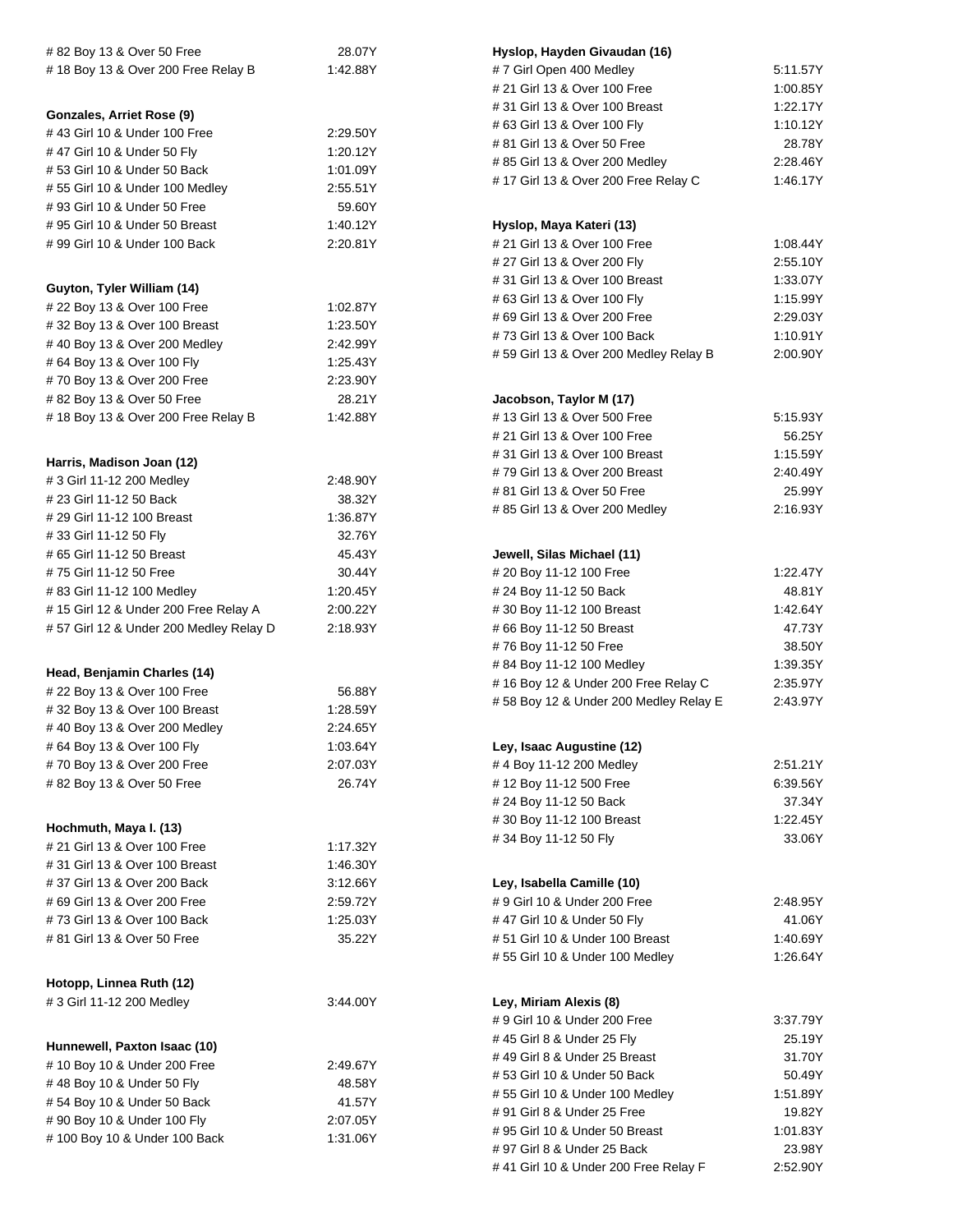| | |
|---|---|
| # 82 Boy 13 & Over 50 Free | 28.07Y |
| # 18 Boy 13 & Over 200 Free Relay B | 1:42.88Y |

**Gonzales, Arriet Rose (9)**

| | |
|---|---|
| # 43 Girl 10 & Under 100 Free | 2:29.50Y |
| # 47 Girl 10 & Under 50 Fly | 1:20.12Y |
| # 53 Girl 10 & Under 50 Back | 1:01.09Y |
| # 55 Girl 10 & Under 100 Medley | 2:55.51Y |
| # 93 Girl 10 & Under 50 Free | 59.60Y |
| # 95 Girl 10 & Under 50 Breast | 1:40.12Y |
| # 99 Girl 10 & Under 100 Back | 2:20.81Y |

**Guyton, Tyler William (14)**

| | |
|---|---|
| # 22 Boy 13 & Over 100 Free | 1:02.87Y |
| # 32 Boy 13 & Over 100 Breast | 1:23.50Y |
| # 40 Boy 13 & Over 200 Medley | 2:42.99Y |
| # 64 Boy 13 & Over 100 Fly | 1:25.43Y |
| # 70 Boy 13 & Over 200 Free | 2:23.90Y |
| # 82 Boy 13 & Over 50 Free | 28.21Y |
| # 18 Boy 13 & Over 200 Free Relay B | 1:42.88Y |

**Harris, Madison Joan (12)**

| | |
|---|---|
| # 3 Girl 11-12 200 Medley | 2:48.90Y |
| # 23 Girl 11-12 50 Back | 38.32Y |
| # 29 Girl 11-12 100 Breast | 1:36.87Y |
| # 33 Girl 11-12 50 Fly | 32.76Y |
| # 65 Girl 11-12 50 Breast | 45.43Y |
| # 75 Girl 11-12 50 Free | 30.44Y |
| # 83 Girl 11-12 100 Medley | 1:20.45Y |
| # 15 Girl 12 & Under 200 Free Relay A | 2:00.22Y |
| # 57 Girl 12 & Under 200 Medley Relay D | 2:18.93Y |

**Head, Benjamin Charles (14)**

| | |
|---|---|
| # 22 Boy 13 & Over 100 Free | 56.88Y |
| # 32 Boy 13 & Over 100 Breast | 1:28.59Y |
| # 40 Boy 13 & Over 200 Medley | 2:24.65Y |
| # 64 Boy 13 & Over 100 Fly | 1:03.64Y |
| # 70 Boy 13 & Over 200 Free | 2:07.03Y |
| # 82 Boy 13 & Over 50 Free | 26.74Y |

**Hochmuth, Maya I. (13)**

| | |
|---|---|
| # 21 Girl 13 & Over 100 Free | 1:17.32Y |
| # 31 Girl 13 & Over 100 Breast | 1:46.30Y |
| # 37 Girl 13 & Over 200 Back | 3:12.66Y |
| # 69 Girl 13 & Over 200 Free | 2:59.72Y |
| # 73 Girl 13 & Over 100 Back | 1:25.03Y |
| # 81 Girl 13 & Over 50 Free | 35.22Y |

**Hotopp, Linnea Ruth (12)**

| | |
|---|---|
| # 3 Girl 11-12 200 Medley | 3:44.00Y |

**Hunnewell, Paxton Isaac (10)**

| | |
|---|---|
| # 10 Boy 10 & Under 200 Free | 2:49.67Y |
| # 48 Boy 10 & Under 50 Fly | 48.58Y |
| # 54 Boy 10 & Under 50 Back | 41.57Y |
| # 90 Boy 10 & Under 100 Fly | 2:07.05Y |
| # 100 Boy 10 & Under 100 Back | 1:31.06Y |

**Hyslop, Hayden Givaudan (16)**

| | |
|---|---|
| # 7 Girl Open 400 Medley | 5:11.57Y |
| # 21 Girl 13 & Over 100 Free | 1:00.85Y |
| # 31 Girl 13 & Over 100 Breast | 1:22.17Y |
| # 63 Girl 13 & Over 100 Fly | 1:10.12Y |
| # 81 Girl 13 & Over 50 Free | 28.78Y |
| # 85 Girl 13 & Over 200 Medley | 2:28.46Y |
| # 17 Girl 13 & Over 200 Free Relay C | 1:46.17Y |

**Hyslop, Maya Kateri (13)**

| | |
|---|---|
| # 21 Girl 13 & Over 100 Free | 1:08.44Y |
| # 27 Girl 13 & Over 200 Fly | 2:55.10Y |
| # 31 Girl 13 & Over 100 Breast | 1:33.07Y |
| # 63 Girl 13 & Over 100 Fly | 1:15.99Y |
| # 69 Girl 13 & Over 200 Free | 2:29.03Y |
| # 73 Girl 13 & Over 100 Back | 1:10.91Y |
| # 59 Girl 13 & Over 200 Medley Relay B | 2:00.90Y |

**Jacobson, Taylor M (17)**

| | |
|---|---|
| # 13 Girl 13 & Over 500 Free | 5:15.93Y |
| # 21 Girl 13 & Over 100 Free | 56.25Y |
| # 31 Girl 13 & Over 100 Breast | 1:15.59Y |
| # 79 Girl 13 & Over 200 Breast | 2:40.49Y |
| # 81 Girl 13 & Over 50 Free | 25.99Y |
| # 85 Girl 13 & Over 200 Medley | 2:16.93Y |

**Jewell, Silas Michael (11)**

| | |
|---|---|
| # 20 Boy 11-12 100 Free | 1:22.47Y |
| # 24 Boy 11-12 50 Back | 48.81Y |
| # 30 Boy 11-12 100 Breast | 1:42.64Y |
| # 66 Boy 11-12 50 Breast | 47.73Y |
| # 76 Boy 11-12 50 Free | 38.50Y |
| # 84 Boy 11-12 100 Medley | 1:39.35Y |
| # 16 Boy 12 & Under 200 Free Relay C | 2:35.97Y |
| # 58 Boy 12 & Under 200 Medley Relay E | 2:43.97Y |

**Ley, Isaac Augustine (12)**

| | |
|---|---|
| # 4 Boy 11-12 200 Medley | 2:51.21Y |
| # 12 Boy 11-12 500 Free | 6:39.56Y |
| # 24 Boy 11-12 50 Back | 37.34Y |
| # 30 Boy 11-12 100 Breast | 1:22.45Y |
| # 34 Boy 11-12 50 Fly | 33.06Y |

**Ley, Isabella Camille (10)**

| | |
|---|---|
| # 9 Girl 10 & Under 200 Free | 2:48.95Y |
| # 47 Girl 10 & Under 50 Fly | 41.06Y |
| # 51 Girl 10 & Under 100 Breast | 1:40.69Y |
| # 55 Girl 10 & Under 100 Medley | 1:26.64Y |

**Ley, Miriam Alexis (8)**

| | |
|---|---|
| # 9 Girl 10 & Under 200 Free | 3:37.79Y |
| # 45 Girl 8 & Under 25 Fly | 25.19Y |
| # 49 Girl 8 & Under 25 Breast | 31.70Y |
| # 53 Girl 10 & Under 50 Back | 50.49Y |
| # 55 Girl 10 & Under 100 Medley | 1:51.89Y |
| # 91 Girl 8 & Under 25 Free | 19.82Y |
| # 95 Girl 10 & Under 50 Breast | 1:01.83Y |
| # 97 Girl 8 & Under 25 Back | 23.98Y |
| # 41 Girl 10 & Under 200 Free Relay F | 2:52.90Y |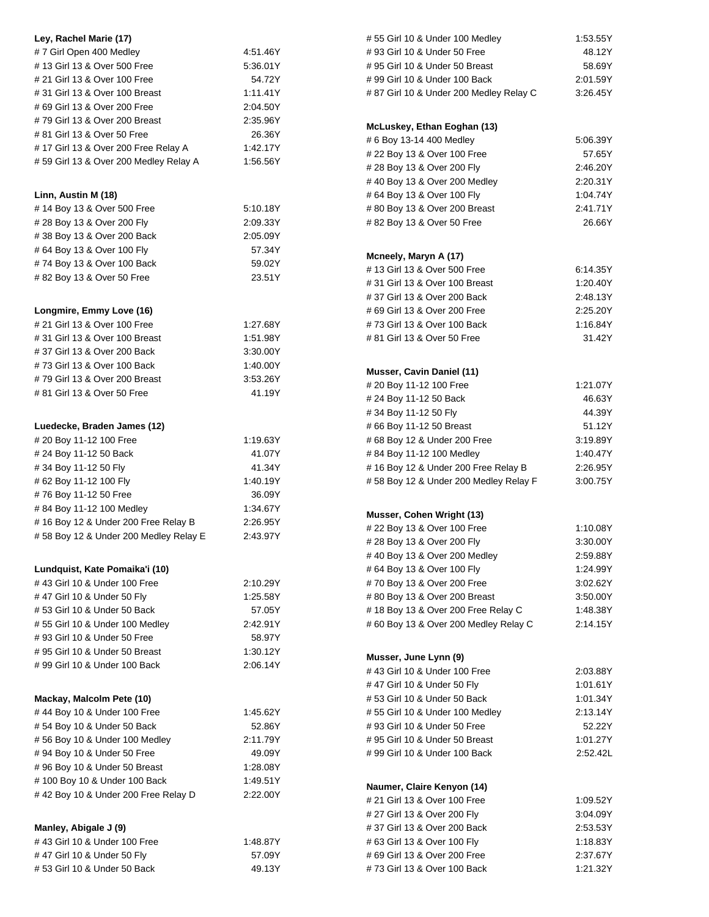**Ley, Rachel Marie (17)**

| | |
|---|---|
| # 7 Girl Open 400 Medley | 4:51.46Y |
| # 13 Girl 13 & Over 500 Free | 5:36.01Y |
| # 21 Girl 13 & Over 100 Free | 54.72Y |
| # 31 Girl 13 & Over 100 Breast | 1:11.41Y |
| # 69 Girl 13 & Over 200 Free | 2:04.50Y |
| # 79 Girl 13 & Over 200 Breast | 2:35.96Y |
| # 81 Girl 13 & Over 50 Free | 26.36Y |
| # 17 Girl 13 & Over 200 Free Relay A | 1:42.17Y |
| # 59 Girl 13 & Over 200 Medley Relay A | 1:56.56Y |

**Linn, Austin M (18)**

| | |
|---|---|
| # 14 Boy 13 & Over 500 Free | 5:10.18Y |
| # 28 Boy 13 & Over 200 Fly | 2:09.33Y |
| # 38 Boy 13 & Over 200 Back | 2:05.09Y |
| # 64 Boy 13 & Over 100 Fly | 57.34Y |
| # 74 Boy 13 & Over 100 Back | 59.02Y |
| # 82 Boy 13 & Over 50 Free | 23.51Y |

**Longmire, Emmy Love (16)**

| | |
|---|---|
| # 21 Girl 13 & Over 100 Free | 1:27.68Y |
| # 31 Girl 13 & Over 100 Breast | 1:51.98Y |
| # 37 Girl 13 & Over 200 Back | 3:30.00Y |
| # 73 Girl 13 & Over 100 Back | 1:40.00Y |
| # 79 Girl 13 & Over 200 Breast | 3:53.26Y |
| # 81 Girl 13 & Over 50 Free | 41.19Y |

**Luedecke, Braden James (12)**

| | |
|---|---|
| # 20 Boy 11-12 100 Free | 1:19.63Y |
| # 24 Boy 11-12 50 Back | 41.07Y |
| # 34 Boy 11-12 50 Fly | 41.34Y |
| # 62 Boy 11-12 100 Fly | 1:40.19Y |
| # 76 Boy 11-12 50 Free | 36.09Y |
| # 84 Boy 11-12 100 Medley | 1:34.67Y |
| # 16 Boy 12 & Under 200 Free Relay B | 2:26.95Y |
| # 58 Boy 12 & Under 200 Medley Relay E | 2:43.97Y |

**Lundquist, Kate Pomaika'i (10)**

| | |
|---|---|
| # 43 Girl 10 & Under 100 Free | 2:10.29Y |
| # 47 Girl 10 & Under 50 Fly | 1:25.58Y |
| # 53 Girl 10 & Under 50 Back | 57.05Y |
| # 55 Girl 10 & Under 100 Medley | 2:42.91Y |
| # 93 Girl 10 & Under 50 Free | 58.97Y |
| # 95 Girl 10 & Under 50 Breast | 1:30.12Y |
| # 99 Girl 10 & Under 100 Back | 2:06.14Y |

**Mackay, Malcolm Pete (10)**

| | |
|---|---|
| # 44 Boy 10 & Under 100 Free | 1:45.62Y |
| # 54 Boy 10 & Under 50 Back | 52.86Y |
| # 56 Boy 10 & Under 100 Medley | 2:11.79Y |
| # 94 Boy 10 & Under 50 Free | 49.09Y |
| # 96 Boy 10 & Under 50 Breast | 1:28.08Y |
| # 100 Boy 10 & Under 100 Back | 1:49.51Y |
| # 42 Boy 10 & Under 200 Free Relay D | 2:22.00Y |

**Manley, Abigale J (9)**

| | |
|---|---|
| # 43 Girl 10 & Under 100 Free | 1:48.87Y |
| # 47 Girl 10 & Under 50 Fly | 57.09Y |
| # 53 Girl 10 & Under 50 Back | 49.13Y |
| # 55 Girl 10 & Under 100 Medley | 1:53.55Y |
| # 93 Girl 10 & Under 50 Free | 48.12Y |
| # 95 Girl 10 & Under 50 Breast | 58.69Y |
| # 99 Girl 10 & Under 100 Back | 2:01.59Y |
| # 87 Girl 10 & Under 200 Medley Relay C | 3:26.45Y |

**McLuskey, Ethan Eoghan (13)**

| | |
|---|---|
| # 6 Boy 13-14 400 Medley | 5:06.39Y |
| # 22 Boy 13 & Over 100 Free | 57.65Y |
| # 28 Boy 13 & Over 200 Fly | 2:46.20Y |
| # 40 Boy 13 & Over 200 Medley | 2:20.31Y |
| # 64 Boy 13 & Over 100 Fly | 1:04.74Y |
| # 80 Boy 13 & Over 200 Breast | 2:41.71Y |
| # 82 Boy 13 & Over 50 Free | 26.66Y |

**Mcneely, Maryn A (17)**

| | |
|---|---|
| # 13 Girl 13 & Over 500 Free | 6:14.35Y |
| # 31 Girl 13 & Over 100 Breast | 1:20.40Y |
| # 37 Girl 13 & Over 200 Back | 2:48.13Y |
| # 69 Girl 13 & Over 200 Free | 2:25.20Y |
| # 73 Girl 13 & Over 100 Back | 1:16.84Y |
| # 81 Girl 13 & Over 50 Free | 31.42Y |

**Musser, Cavin Daniel (11)**

| | |
|---|---|
| # 20 Boy 11-12 100 Free | 1:21.07Y |
| # 24 Boy 11-12 50 Back | 46.63Y |
| # 34 Boy 11-12 50 Fly | 44.39Y |
| # 66 Boy 11-12 50 Breast | 51.12Y |
| # 68 Boy 12 & Under 200 Free | 3:19.89Y |
| # 84 Boy 11-12 100 Medley | 1:40.47Y |
| # 16 Boy 12 & Under 200 Free Relay B | 2:26.95Y |
| # 58 Boy 12 & Under 200 Medley Relay F | 3:00.75Y |

**Musser, Cohen Wright (13)**

| | |
|---|---|
| # 22 Boy 13 & Over 100 Free | 1:10.08Y |
| # 28 Boy 13 & Over 200 Fly | 3:30.00Y |
| # 40 Boy 13 & Over 200 Medley | 2:59.88Y |
| # 64 Boy 13 & Over 100 Fly | 1:24.99Y |
| # 70 Boy 13 & Over 200 Free | 3:02.62Y |
| # 80 Boy 13 & Over 200 Breast | 3:50.00Y |
| # 18 Boy 13 & Over 200 Free Relay C | 1:48.38Y |
| # 60 Boy 13 & Over 200 Medley Relay C | 2:14.15Y |

**Musser, June Lynn (9)**

| | |
|---|---|
| # 43 Girl 10 & Under 100 Free | 2:03.88Y |
| # 47 Girl 10 & Under 50 Fly | 1:01.61Y |
| # 53 Girl 10 & Under 50 Back | 1:01.34Y |
| # 55 Girl 10 & Under 100 Medley | 2:13.14Y |
| # 93 Girl 10 & Under 50 Free | 52.22Y |
| # 95 Girl 10 & Under 50 Breast | 1:01.27Y |
| # 99 Girl 10 & Under 100 Back | 2:52.42L |

**Naumer, Claire Kenyon (14)**

| | |
|---|---|
| # 21 Girl 13 & Over 100 Free | 1:09.52Y |
| # 27 Girl 13 & Over 200 Fly | 3:04.09Y |
| # 37 Girl 13 & Over 200 Back | 2:53.53Y |
| # 63 Girl 13 & Over 100 Fly | 1:18.83Y |
| # 69 Girl 13 & Over 200 Free | 2:37.67Y |
| # 73 Girl 13 & Over 100 Back | 1:21.32Y |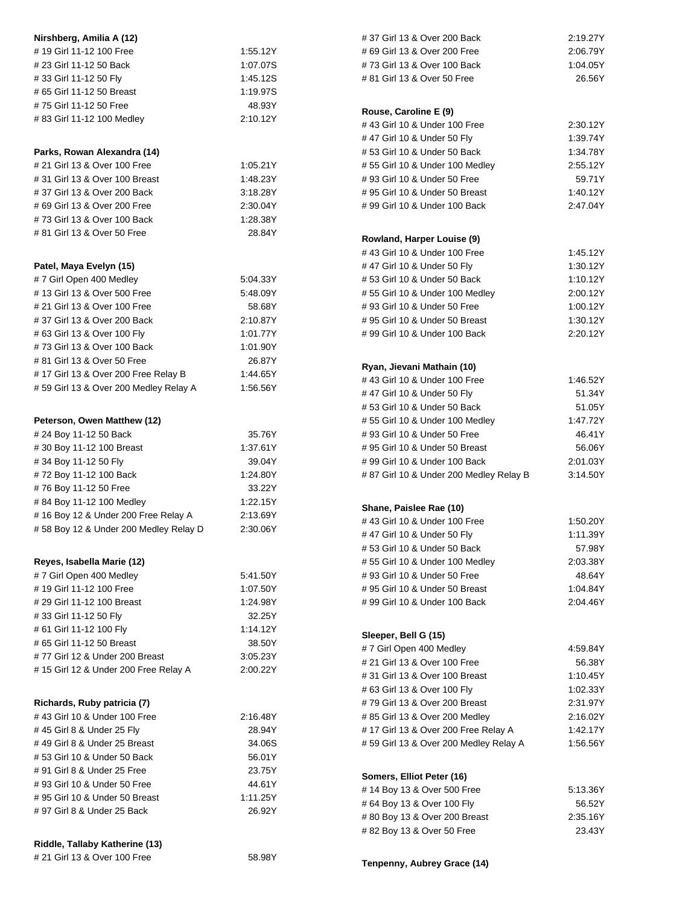**Nirshberg, Amilia A (12)**

| | |
|---|---|
| # 19 Girl 11-12 100 Free | 1:55.12Y |
| # 23 Girl 11-12 50 Back | 1:07.07S |
| # 33 Girl 11-12 50 Fly | 1:45.12S |
| # 65 Girl 11-12 50 Breast | 1:19.97S |
| # 75 Girl 11-12 50 Free | 48.93Y |
| # 83 Girl 11-12 100 Medley | 2:10.12Y |

**Parks, Rowan Alexandra (14)**

| | |
|---|---|
| # 21 Girl 13 & Over 100 Free | 1:05.21Y |
| # 31 Girl 13 & Over 100 Breast | 1:48.23Y |
| # 37 Girl 13 & Over 200 Back | 3:18.28Y |
| # 69 Girl 13 & Over 200 Free | 2:30.04Y |
| # 73 Girl 13 & Over 100 Back | 1:28.38Y |
| # 81 Girl 13 & Over 50 Free | 28.84Y |

**Patel, Maya Evelyn (15)**

| | |
|---|---|
| # 7 Girl Open 400 Medley | 5:04.33Y |
| # 13 Girl 13 & Over 500 Free | 5:48.09Y |
| # 21 Girl 13 & Over 100 Free | 58.68Y |
| # 37 Girl 13 & Over 200 Back | 2:10.87Y |
| # 63 Girl 13 & Over 100 Fly | 1:01.77Y |
| # 73 Girl 13 & Over 100 Back | 1:01.90Y |
| # 81 Girl 13 & Over 50 Free | 26.87Y |
| # 17 Girl 13 & Over 200 Free Relay B | 1:44.65Y |
| # 59 Girl 13 & Over 200 Medley Relay A | 1:56.56Y |

**Peterson, Owen Matthew (12)**

| | |
|---|---|
| # 24 Boy 11-12 50 Back | 35.76Y |
| # 30 Boy 11-12 100 Breast | 1:37.61Y |
| # 34 Boy 11-12 50 Fly | 39.04Y |
| # 72 Boy 11-12 100 Back | 1:24.80Y |
| # 76 Boy 11-12 50 Free | 33.22Y |
| # 84 Boy 11-12 100 Medley | 1:22.15Y |
| # 16 Boy 12 & Under 200 Free Relay A | 2:13.69Y |
| # 58 Boy 12 & Under 200 Medley Relay D | 2:30.06Y |

**Reyes, Isabella Marie (12)**

| | |
|---|---|
| # 7 Girl Open 400 Medley | 5:41.50Y |
| # 19 Girl 11-12 100 Free | 1:07.50Y |
| # 29 Girl 11-12 100 Breast | 1:24.98Y |
| # 33 Girl 11-12 50 Fly | 32.25Y |
| # 61 Girl 11-12 100 Fly | 1:14.12Y |
| # 65 Girl 11-12 50 Breast | 38.50Y |
| # 77 Girl 12 & Under 200 Breast | 3:05.23Y |
| # 15 Girl 12 & Under 200 Free Relay A | 2:00.22Y |

**Richards, Ruby patricia (7)**

| | |
|---|---|
| # 43 Girl 10 & Under 100 Free | 2:16.48Y |
| # 45 Girl 8 & Under 25 Fly | 28.94Y |
| # 49 Girl 8 & Under 25 Breast | 34.06S |
| # 53 Girl 10 & Under 50 Back | 56.01Y |
| # 91 Girl 8 & Under 25 Free | 23.75Y |
| # 93 Girl 10 & Under 50 Free | 44.61Y |
| # 95 Girl 10 & Under 50 Breast | 1:11.25Y |
| # 97 Girl 8 & Under 25 Back | 26.92Y |

**Riddle, Tallaby Katherine (13)**

| | |
|---|---|
| # 21 Girl 13 & Over 100 Free | 58.98Y |
| # 37 Girl 13 & Over 200 Back | 2:19.27Y |
| # 69 Girl 13 & Over 200 Free | 2:06.79Y |
| # 73 Girl 13 & Over 100 Back | 1:04.05Y |
| # 81 Girl 13 & Over 50 Free | 26.56Y |

**Rouse, Caroline E (9)**

| | |
|---|---|
| # 43 Girl 10 & Under 100 Free | 2:30.12Y |
| # 47 Girl 10 & Under 50 Fly | 1:39.74Y |
| # 53 Girl 10 & Under 50 Back | 1:34.78Y |
| # 55 Girl 10 & Under 100 Medley | 2:55.12Y |
| # 93 Girl 10 & Under 50 Free | 59.71Y |
| # 95 Girl 10 & Under 50 Breast | 1:40.12Y |
| # 99 Girl 10 & Under 100 Back | 2:47.04Y |

**Rowland, Harper Louise (9)**

| | |
|---|---|
| # 43 Girl 10 & Under 100 Free | 1:45.12Y |
| # 47 Girl 10 & Under 50 Fly | 1:30.12Y |
| # 53 Girl 10 & Under 50 Back | 1:10.12Y |
| # 55 Girl 10 & Under 100 Medley | 2:00.12Y |
| # 93 Girl 10 & Under 50 Free | 1:00.12Y |
| # 95 Girl 10 & Under 50 Breast | 1:30.12Y |
| # 99 Girl 10 & Under 100 Back | 2:20.12Y |

**Ryan, Jievani Mathain (10)**

| | |
|---|---|
| # 43 Girl 10 & Under 100 Free | 1:46.52Y |
| # 47 Girl 10 & Under 50 Fly | 51.34Y |
| # 53 Girl 10 & Under 50 Back | 51.05Y |
| # 55 Girl 10 & Under 100 Medley | 1:47.72Y |
| # 93 Girl 10 & Under 50 Free | 46.41Y |
| # 95 Girl 10 & Under 50 Breast | 56.06Y |
| # 99 Girl 10 & Under 100 Back | 2:01.03Y |
| # 87 Girl 10 & Under 200 Medley Relay B | 3:14.50Y |

**Shane, Paislee Rae (10)**

| | |
|---|---|
| # 43 Girl 10 & Under 100 Free | 1:50.20Y |
| # 47 Girl 10 & Under 50 Fly | 1:11.39Y |
| # 53 Girl 10 & Under 50 Back | 57.98Y |
| # 55 Girl 10 & Under 100 Medley | 2:03.38Y |
| # 93 Girl 10 & Under 50 Free | 48.64Y |
| # 95 Girl 10 & Under 50 Breast | 1:04.84Y |
| # 99 Girl 10 & Under 100 Back | 2:04.46Y |

**Sleeper, Bell G (15)**

| | |
|---|---|
| # 7 Girl Open 400 Medley | 4:59.84Y |
| # 21 Girl 13 & Over 100 Free | 56.38Y |
| # 31 Girl 13 & Over 100 Breast | 1:10.45Y |
| # 63 Girl 13 & Over 100 Fly | 1:02.33Y |
| # 79 Girl 13 & Over 200 Breast | 2:31.97Y |
| # 85 Girl 13 & Over 200 Medley | 2:16.02Y |
| # 17 Girl 13 & Over 200 Free Relay A | 1:42.17Y |
| # 59 Girl 13 & Over 200 Medley Relay A | 1:56.56Y |

**Somers, Elliot Peter (16)**

| | |
|---|---|
| # 14 Boy 13 & Over 500 Free | 5:13.36Y |
| # 64 Boy 13 & Over 100 Fly | 56.52Y |
| # 80 Boy 13 & Over 200 Breast | 2:35.16Y |
| # 82 Boy 13 & Over 50 Free | 23.43Y |

**Tenpenny, Aubrey Grace (14)**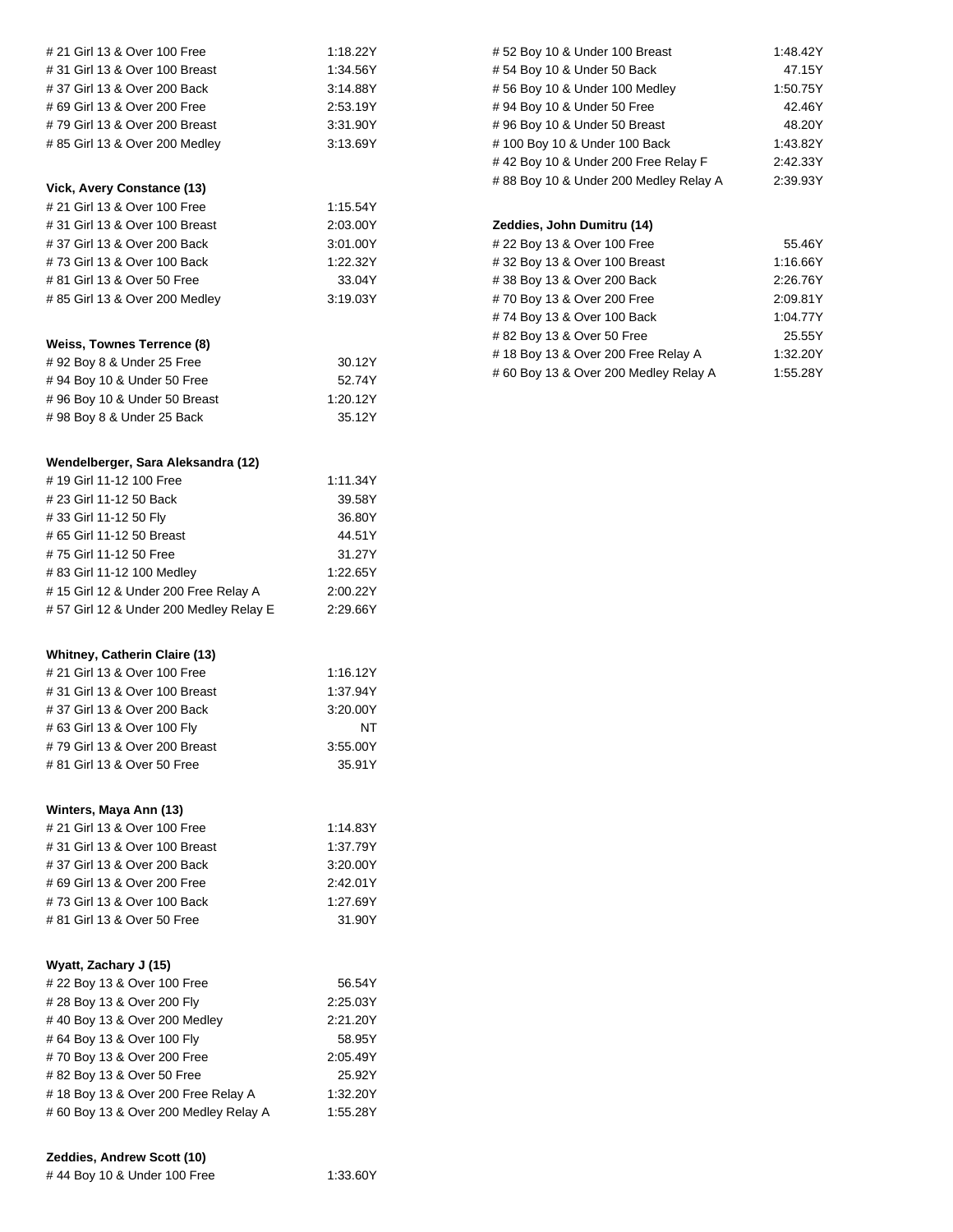| | |
|---|---|
| # 21 Girl 13 & Over 100 Free | 1:18.22Y |
| # 31 Girl 13 & Over 100 Breast | 1:34.56Y |
| # 37 Girl 13 & Over 200 Back | 3:14.88Y |
| # 69 Girl 13 & Over 200 Free | 2:53.19Y |
| # 79 Girl 13 & Over 200 Breast | 3:31.90Y |
| # 85 Girl 13 & Over 200 Medley | 3:13.69Y |

**Vick, Avery Constance (13)**

| | |
|---|---|
| # 21 Girl 13 & Over 100 Free | 1:15.54Y |
| # 31 Girl 13 & Over 100 Breast | 2:03.00Y |
| # 37 Girl 13 & Over 200 Back | 3:01.00Y |
| # 73 Girl 13 & Over 100 Back | 1:22.32Y |
| # 81 Girl 13 & Over 50 Free | 33.04Y |
| # 85 Girl 13 & Over 200 Medley | 3:19.03Y |

**Weiss, Townes Terrence (8)**

| | |
|---|---|
| # 92 Boy 8 & Under 25 Free | 30.12Y |
| # 94 Boy 10 & Under 50 Free | 52.74Y |
| # 96 Boy 10 & Under 50 Breast | 1:20.12Y |
| # 98 Boy 8 & Under 25 Back | 35.12Y |

**Wendelberger, Sara Aleksandra (12)**

| | |
|---|---|
| # 19 Girl 11-12 100 Free | 1:11.34Y |
| # 23 Girl 11-12 50 Back | 39.58Y |
| # 33 Girl 11-12 50 Fly | 36.80Y |
| # 65 Girl 11-12 50 Breast | 44.51Y |
| # 75 Girl 11-12 50 Free | 31.27Y |
| # 83 Girl 11-12 100 Medley | 1:22.65Y |
| # 15 Girl 12 & Under 200 Free Relay A | 2:00.22Y |
| # 57 Girl 12 & Under 200 Medley Relay E | 2:29.66Y |

**Whitney, Catherin Claire (13)**

| | |
|---|---|
| # 21 Girl 13 & Over 100 Free | 1:16.12Y |
| # 31 Girl 13 & Over 100 Breast | 1:37.94Y |
| # 37 Girl 13 & Over 200 Back | 3:20.00Y |
| # 63 Girl 13 & Over 100 Fly | NT |
| # 79 Girl 13 & Over 200 Breast | 3:55.00Y |
| # 81 Girl 13 & Over 50 Free | 35.91Y |

**Winters, Maya Ann (13)**

| | |
|---|---|
| # 21 Girl 13 & Over 100 Free | 1:14.83Y |
| # 31 Girl 13 & Over 100 Breast | 1:37.79Y |
| # 37 Girl 13 & Over 200 Back | 3:20.00Y |
| # 69 Girl 13 & Over 200 Free | 2:42.01Y |
| # 73 Girl 13 & Over 100 Back | 1:27.69Y |
| # 81 Girl 13 & Over 50 Free | 31.90Y |

**Wyatt, Zachary J (15)**

| | |
|---|---|
| # 22 Boy 13 & Over 100 Free | 56.54Y |
| # 28 Boy 13 & Over 200 Fly | 2:25.03Y |
| # 40 Boy 13 & Over 200 Medley | 2:21.20Y |
| # 64 Boy 13 & Over 100 Fly | 58.95Y |
| # 70 Boy 13 & Over 200 Free | 2:05.49Y |
| # 82 Boy 13 & Over 50 Free | 25.92Y |
| # 18 Boy 13 & Over 200 Free Relay A | 1:32.20Y |
| # 60 Boy 13 & Over 200 Medley Relay A | 1:55.28Y |

**Zeddies, Andrew Scott (10)**

| | |
|---|---|
| # 44 Boy 10 & Under 100 Free | 1:33.60Y |
| # 52 Boy 10 & Under 100 Breast | 1:48.42Y |
| # 54 Boy 10 & Under 50 Back | 47.15Y |
| # 56 Boy 10 & Under 100 Medley | 1:50.75Y |
| # 94 Boy 10 & Under 50 Free | 42.46Y |
| # 96 Boy 10 & Under 50 Breast | 48.20Y |
| # 100 Boy 10 & Under 100 Back | 1:43.82Y |
| # 42 Boy 10 & Under 200 Free Relay F | 2:42.33Y |
| # 88 Boy 10 & Under 200 Medley Relay A | 2:39.93Y |

**Zeddies, John Dumitru (14)**

| | |
|---|---|
| # 22 Boy 13 & Over 100 Free | 55.46Y |
| # 32 Boy 13 & Over 100 Breast | 1:16.66Y |
| # 38 Boy 13 & Over 200 Back | 2:26.76Y |
| # 70 Boy 13 & Over 200 Free | 2:09.81Y |
| # 74 Boy 13 & Over 100 Back | 1:04.77Y |
| # 82 Boy 13 & Over 50 Free | 25.55Y |
| # 18 Boy 13 & Over 200 Free Relay A | 1:32.20Y |
| # 60 Boy 13 & Over 200 Medley Relay A | 1:55.28Y |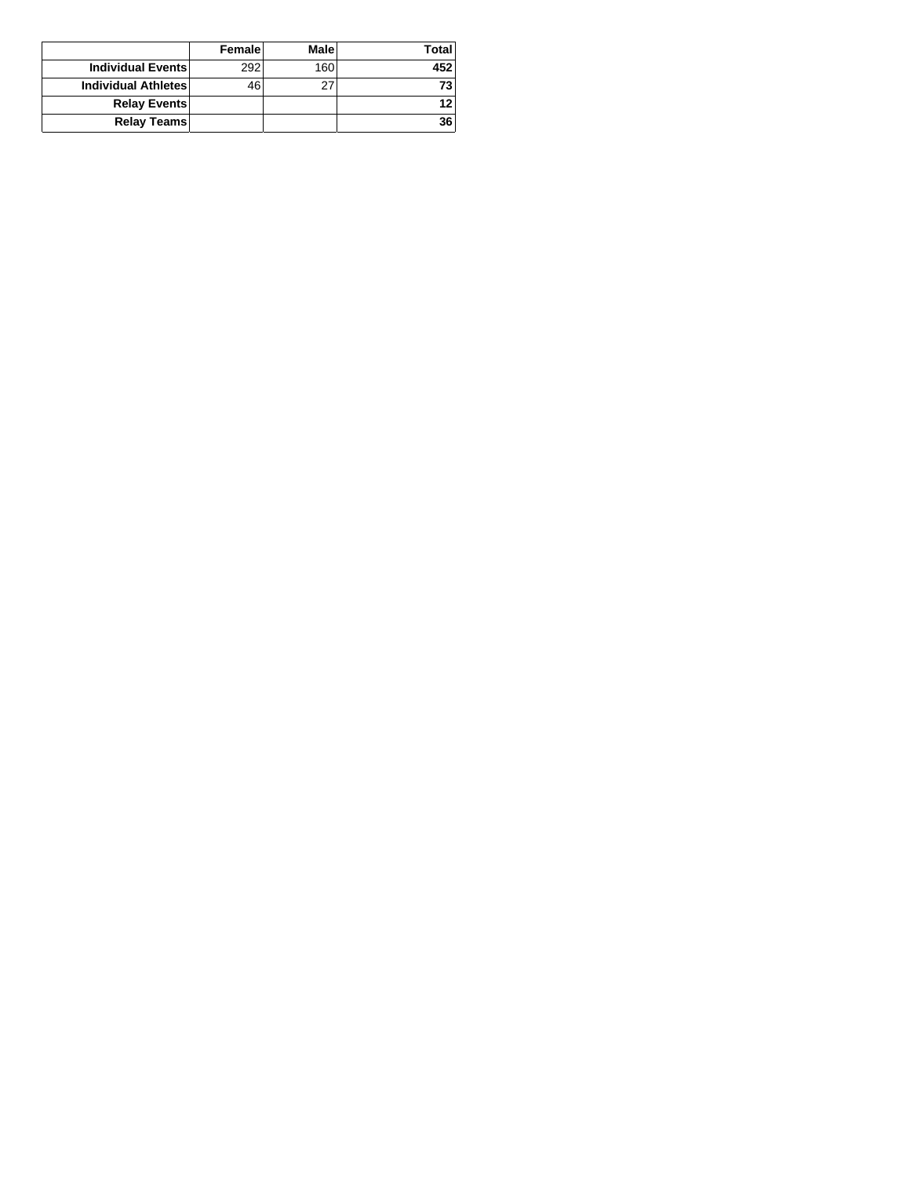| | Female | Male | Total |
|---|---|---|---|
| **Individual Events** | 292 | 160 | **452** |
| **Individual Athletes** | 46 | 27 | **73** |
| **Relay Events** | | | **12** |
| **Relay Teams** | | | **36** |